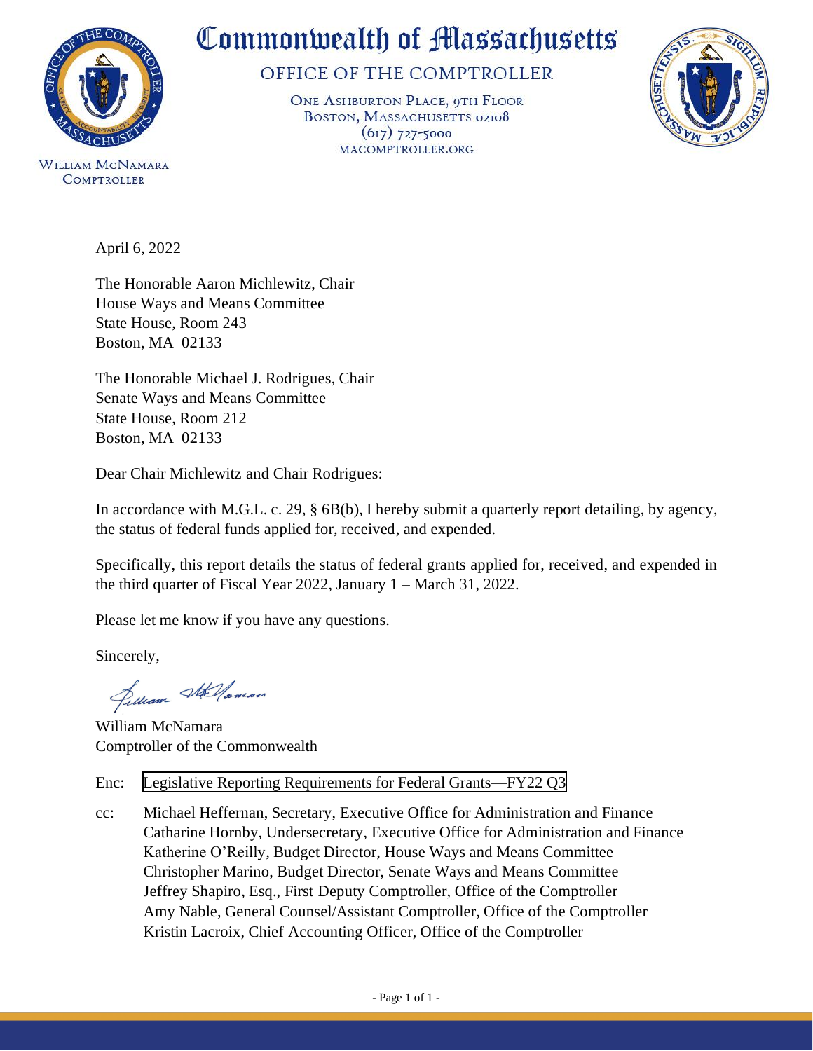# Commonwealth of Massachusetts

## OFFICE OF THE COMPTROLLER

ONE ASHBURTON PLACE, 9TH FLOOR
BOSTON, MASSACHUSETTS 02108
(617) 727-5000
MACOMPTROLLER.ORG

WILLIAM MCNAMARA
COMPTROLLER

April 6, 2022

The Honorable Aaron Michlewitz, Chair
House Ways and Means Committee
State House, Room 243
Boston, MA 02133

The Honorable Michael J. Rodrigues, Chair
Senate Ways and Means Committee
State House, Room 212
Boston, MA 02133

Dear Chair Michlewitz and Chair Rodrigues:

In accordance with M.G.L. c. 29, § 6B(b), I hereby submit a quarterly report detailing, by agency, the status of federal funds applied for, received, and expended.

Specifically, this report details the status of federal grants applied for, received, and expended in the third quarter of Fiscal Year 2022, January 1 – March 31, 2022.

Please let me know if you have any questions.

Sincerely,

William McNamara
Comptroller of the Commonwealth

Enc: Legislative Reporting Requirements for Federal Grants—FY22 Q3

cc: Michael Heffernan, Secretary, Executive Office for Administration and Finance
Catharine Hornby, Undersecretary, Executive Office for Administration and Finance
Katherine O'Reilly, Budget Director, House Ways and Means Committee
Christopher Marino, Budget Director, Senate Ways and Means Committee
Jeffrey Shapiro, Esq., First Deputy Comptroller, Office of the Comptroller
Amy Nable, General Counsel/Assistant Comptroller, Office of the Comptroller
Kristin Lacroix, Chief Accounting Officer, Office of the Comptroller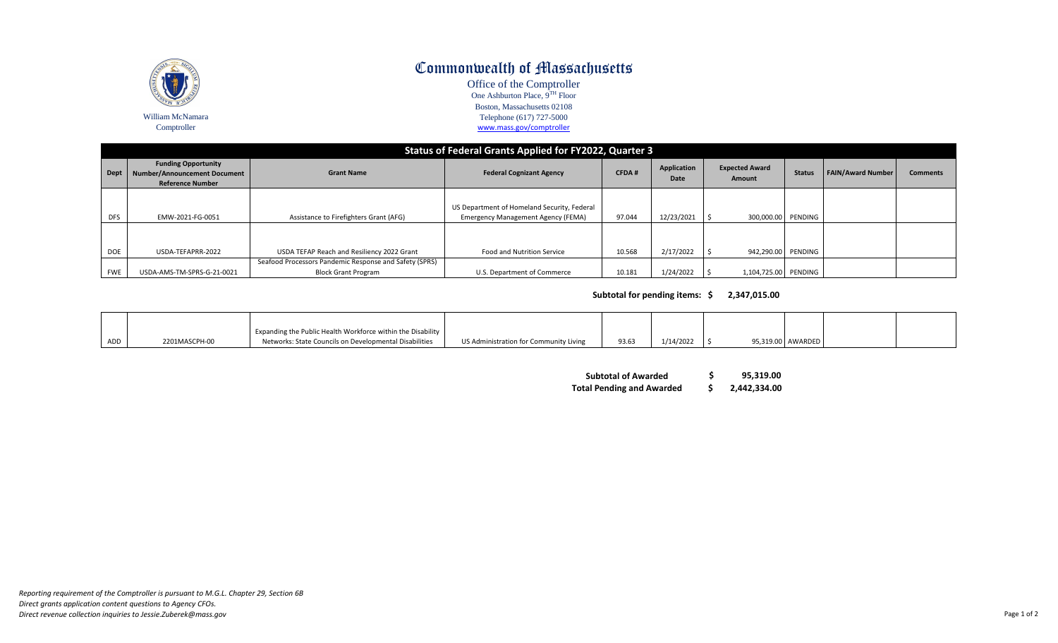William McNamara
Comptroller

# Commonwealth of Massachusetts

Office of the Comptroller
One Ashburton Place, 9TH Floor
Boston, Massachusetts 02108
Telephone (617) 727-5000
www.mass.gov/comptroller

## Status of Federal Grants Applied for FY2022, Quarter 3

| Dept | Funding Opportunity Number/Announcement Document Reference Number | Grant Name | Federal Cognizant Agency | CFDA # | Application Date | Expected Award Amount | Status | FAIN/Award Number | Comments |
|---|---|---|---|---|---|---|---|---|---|
| DFS | EMW-2021-FG-0051 | Assistance to Firefighters Grant (AFG) | US Department of Homeland Security, Federal Emergency Management Agency (FEMA) | 97.044 | 12/23/2021 | $ 300,000.00 | PENDING | | |
| DOE | USDA-TEFAPRR-2022 | USDA TEFAP Reach and Resiliency 2022 Grant | Food and Nutrition Service | 10.568 | 2/17/2022 | $ 942,290.00 | PENDING | | |
| FWE | USDA-AMS-TM-SPRS-G-21-0021 | Seafood Processors Pandemic Response and Safety (SPRS) Block Grant Program | U.S. Department of Commerce | 10.181 | 1/24/2022 | $ 1,104,725.00 | PENDING | | |

**Subtotal for pending items: $ 2,347,015.00**

| | | | | | | | | | |
|---|---|---|---|---|---|---|---|---|---|
| ADD | 2201MASCPH-00 | Expanding the Public Health Workforce within the Disability Networks: State Councils on Developmental Disabilities | US Administration for Community Living | 93.63 | 1/14/2022 | $ 95,319.00 | AWARDED | | |

**Subtotal of Awarded $ 95,319.00**
**Total Pending and Awarded $ 2,442,334.00**

*Reporting requirement of the Comptroller is pursuant to M.G.L. Chapter 29, Section 6B*
*Direct grants application content questions to Agency CFOs.*
*Direct revenue collection inquiries to Jessie.Zuberek@mass.gov*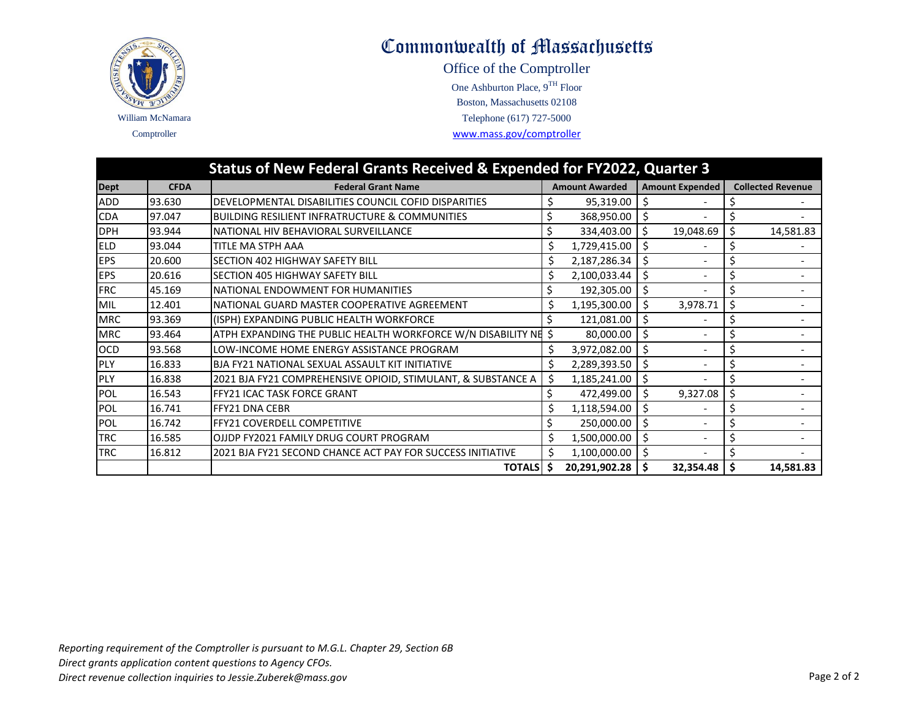# Commonwealth of Massachusetts

Office of the Comptroller

One Ashburton Place, 9TH Floor
Boston, Massachusetts 02108
Telephone (617) 727-5000
www.mass.gov/comptroller

William McNamara
Comptroller

## Status of New Federal Grants Received & Expended for FY2022, Quarter 3

| Dept | CFDA | Federal Grant Name | Amount Awarded | Amount Expended | Collected Revenue |
|---|---|---|---|---|---|
| ADD | 93.630 | DEVELOPMENTAL DISABILITIES COUNCIL COFID DISPARITIES | $ 95,319.00 | $ - | $ - |
| CDA | 97.047 | BUILDING RESILIENT INFRATRUCTURE & COMMUNITIES | $ 368,950.00 | $ - | $ - |
| DPH | 93.944 | NATIONAL HIV BEHAVIORAL SURVEILLANCE | $ 334,403.00 | $ 19,048.69 | $ 14,581.83 |
| ELD | 93.044 | TITLE MA STPH AAA | $ 1,729,415.00 | $ - | $ - |
| EPS | 20.600 | SECTION 402 HIGHWAY SAFETY BILL | $ 2,187,286.34 | $ - | $ - |
| EPS | 20.616 | SECTION 405 HIGHWAY SAFETY BILL | $ 2,100,033.44 | $ - | $ - |
| FRC | 45.169 | NATIONAL ENDOWMENT FOR HUMANITIES | $ 192,305.00 | $ - | $ - |
| MIL | 12.401 | NATIONAL GUARD MASTER COOPERATIVE AGREEMENT | $ 1,195,300.00 | $ 3,978.71 | $ - |
| MRC | 93.369 | (ISPH) EXPANDING PUBLIC HEALTH WORKFORCE | $ 121,081.00 | $ - | $ - |
| MRC | 93.464 | ATPH EXPANDING THE PUBLIC HEALTH WORKFORCE W/N DISABILITY NE | $ 80,000.00 | $ - | $ - |
| OCD | 93.568 | LOW-INCOME HOME ENERGY ASSISTANCE PROGRAM | $ 3,972,082.00 | $ - | $ - |
| PLY | 16.833 | BJA FY21 NATIONAL SEXUAL ASSAULT KIT INITIATIVE | $ 2,289,393.50 | $ - | $ - |
| PLY | 16.838 | 2021 BJA FY21 COMPREHENSIVE OPIOID, STIMULANT, & SUBSTANCE A | $ 1,185,241.00 | $ - | $ - |
| POL | 16.543 | FFY21 ICAC TASK FORCE GRANT | $ 472,499.00 | $ 9,327.08 | $ - |
| POL | 16.741 | FFY21 DNA CEBR | $ 1,118,594.00 | $ - | $ - |
| POL | 16.742 | FFY21 COVERDELL COMPETITIVE | $ 250,000.00 | $ - | $ - |
| TRC | 16.585 | OJJDP FY2021 FAMILY DRUG COURT PROGRAM | $ 1,500,000.00 | $ - | $ - |
| TRC | 16.812 | 2021 BJA FY21 SECOND CHANCE ACT PAY FOR SUCCESS INITIATIVE | $ 1,100,000.00 | $ - | $ - |
| | | **TOTALS** | **$ 20,291,902.28** | **$ 32,354.48** | **$ 14,581.83** |

*Reporting requirement of the Comptroller is pursuant to M.G.L. Chapter 29, Section 6B*
*Direct grants application content questions to Agency CFOs.*
*Direct revenue collection inquiries to Jessie.Zuberek@mass.gov*